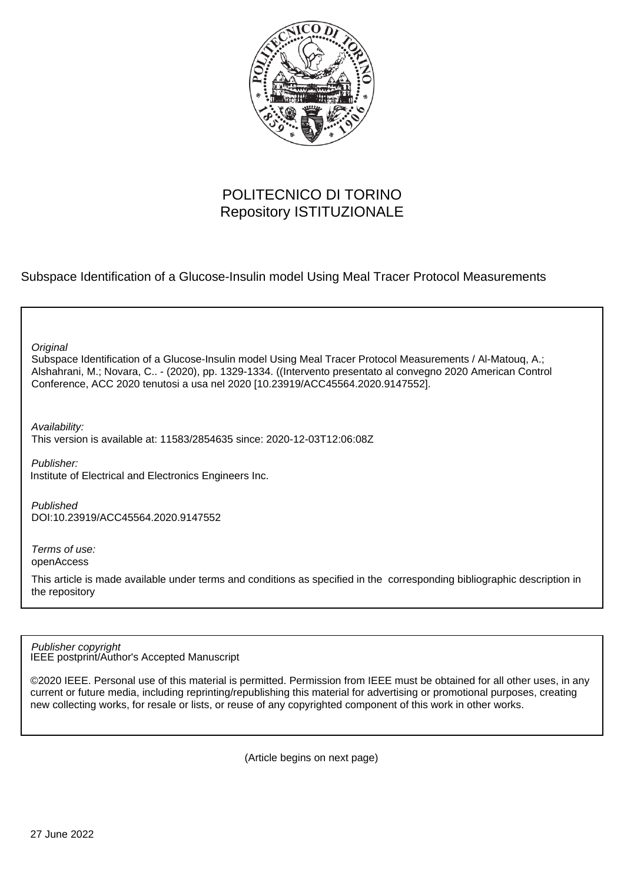POLITECNICO DI TORINO
Repository ISTITUZIONALE

Subspace Identification of a Glucose-Insulin model Using Meal Tracer Protocol Measurements

*Original*
Subspace Identification of a Glucose-Insulin model Using Meal Tracer Protocol Measurements / Al-Matouq, A.; Alshahrani, M.; Novara, C.. - (2020), pp. 1329-1334. ((Intervento presentato al convegno 2020 American Control Conference, ACC 2020 tenutosi a usa nel 2020 [10.23919/ACC45564.2020.9147552].

*Availability:*
This version is available at: 11583/2854635 since: 2020-12-03T12:06:08Z

*Publisher:*
Institute of Electrical and Electronics Engineers Inc.

*Published*
DOI:10.23919/ACC45564.2020.9147552

*Terms of use:*
openAccess

This article is made available under terms and conditions as specified in the corresponding bibliographic description in the repository

*Publisher copyright*
IEEE postprint/Author's Accepted Manuscript

©2020 IEEE. Personal use of this material is permitted. Permission from IEEE must be obtained for all other uses, in any current or future media, including reprinting/republishing this material for advertising or promotional purposes, creating new collecting works, for resale or lists, or reuse of any copyrighted component of this work in other works.

(Article begins on next page)

27 June 2022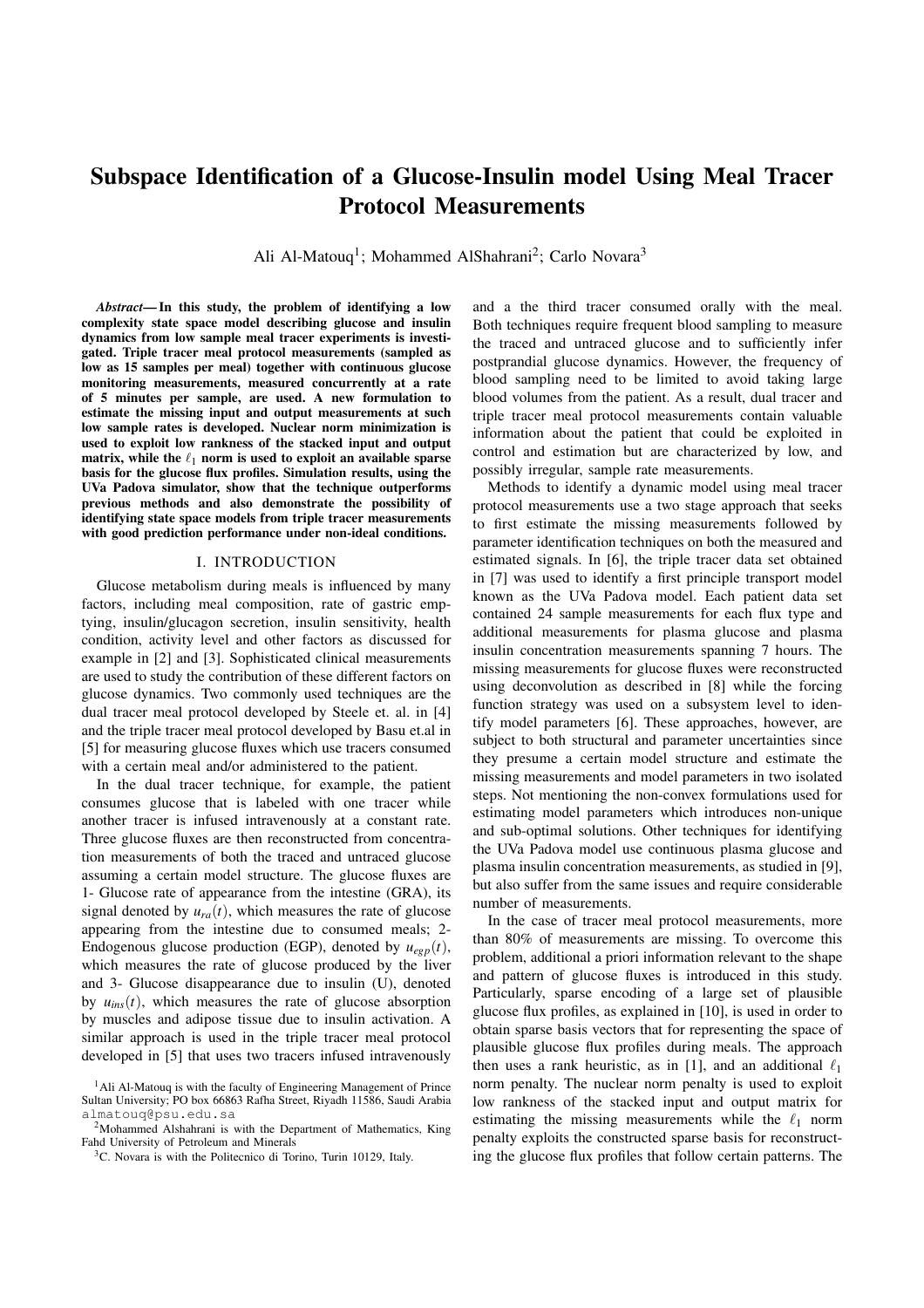# Subspace Identification of a Glucose-Insulin model Using Meal Tracer Protocol Measurements

Ali Al-Matouq[1]; Mohammed AlShahrani[2]; Carlo Novara[3]

***Abstract*— In this study, the problem of identifying a low complexity state space model describing glucose and insulin dynamics from low sample meal tracer experiments is investigated. Triple tracer meal protocol measurements (sampled as low as 15 samples per meal) together with continuous glucose monitoring measurements, measured concurrently at a rate of 5 minutes per sample, are used. A new formulation to estimate the missing input and output measurements at such low sample rates is developed. Nuclear norm minimization is used to exploit low rankness of the stacked input and output matrix, while the $\ell_1$ norm is used to exploit an available sparse basis for the glucose flux profiles. Simulation results, using the UVa Padova simulator, show that the technique outperforms previous methods and also demonstrate the possibility of identifying state space models from triple tracer measurements with good prediction performance under non-ideal conditions.**

## I. INTRODUCTION

Glucose metabolism during meals is influenced by many factors, including meal composition, rate of gastric emptying, insulin/glucagon secretion, insulin sensitivity, health condition, activity level and other factors as discussed for example in [2] and [3]. Sophisticated clinical measurements are used to study the contribution of these different factors on glucose dynamics. Two commonly used techniques are the dual tracer meal protocol developed by Steele et. al. in [4] and the triple tracer meal protocol developed by Basu et.al in [5] for measuring glucose fluxes which use tracers consumed with a certain meal and/or administered to the patient.

In the dual tracer technique, for example, the patient consumes glucose that is labeled with one tracer while another tracer is infused intravenously at a constant rate. Three glucose fluxes are then reconstructed from concentration measurements of both the traced and untraced glucose assuming a certain model structure. The glucose fluxes are 1- Glucose rate of appearance from the intestine (GRA), its signal denoted by $u_{ra}(t)$, which measures the rate of glucose appearing from the intestine due to consumed meals; 2- Endogenous glucose production (EGP), denoted by $u_{egp}(t)$, which measures the rate of glucose produced by the liver and 3- Glucose disappearance due to insulin (U), denoted by $u_{ins}(t)$, which measures the rate of glucose absorption by muscles and adipose tissue due to insulin activation. A similar approach is used in the triple tracer meal protocol developed in [5] that uses two tracers infused intravenously and a the third tracer consumed orally with the meal. Both techniques require frequent blood sampling to measure the traced and untraced glucose and to sufficiently infer postprandial glucose dynamics. However, the frequency of blood sampling need to be limited to avoid taking large blood volumes from the patient. As a result, dual tracer and triple tracer meal protocol measurements contain valuable information about the patient that could be exploited in control and estimation but are characterized by low, and possibly irregular, sample rate measurements.

Methods to identify a dynamic model using meal tracer protocol measurements use a two stage approach that seeks to first estimate the missing measurements followed by parameter identification techniques on both the measured and estimated signals. In [6], the triple tracer data set obtained in [7] was used to identify a first principle transport model known as the UVa Padova model. Each patient data set contained 24 sample measurements for each flux type and additional measurements for plasma glucose and plasma insulin concentration measurements spanning 7 hours. The missing measurements for glucose fluxes were reconstructed using deconvolution as described in [8] while the forcing function strategy was used on a subsystem level to identify model parameters [6]. These approaches, however, are subject to both structural and parameter uncertainties since they presume a certain model structure and estimate the missing measurements and model parameters in two isolated steps. Not mentioning the non-convex formulations used for estimating model parameters which introduces non-unique and sub-optimal solutions. Other techniques for identifying the UVa Padova model use continuous plasma glucose and plasma insulin concentration measurements, as studied in [9], but also suffer from the same issues and require considerable number of measurements.

In the case of tracer meal protocol measurements, more than 80% of measurements are missing. To overcome this problem, additional a priori information relevant to the shape and pattern of glucose fluxes is introduced in this study. Particularly, sparse encoding of a large set of plausible glucose flux profiles, as explained in [10], is used in order to obtain sparse basis vectors that for representing the space of plausible glucose flux profiles during meals. The approach then uses a rank heuristic, as in [1], and an additional $\ell_1$ norm penalty. The nuclear norm penalty is used to exploit low rankness of the stacked input and output matrix for estimating the missing measurements while the $\ell_1$ norm penalty exploits the constructed sparse basis for reconstructing the glucose flux profiles that follow certain patterns. The

[1]Ali Al-Matouq is with the faculty of Engineering Management of Prince Sultan University; PO box 66863 Rafha Street, Riyadh 11586, Saudi Arabia almatouq@psu.edu.sa

[2]Mohammed Alshahrani is with the Department of Mathematics, King Fahd University of Petroleum and Minerals

[3]C. Novara is with the Politecnico di Torino, Turin 10129, Italy.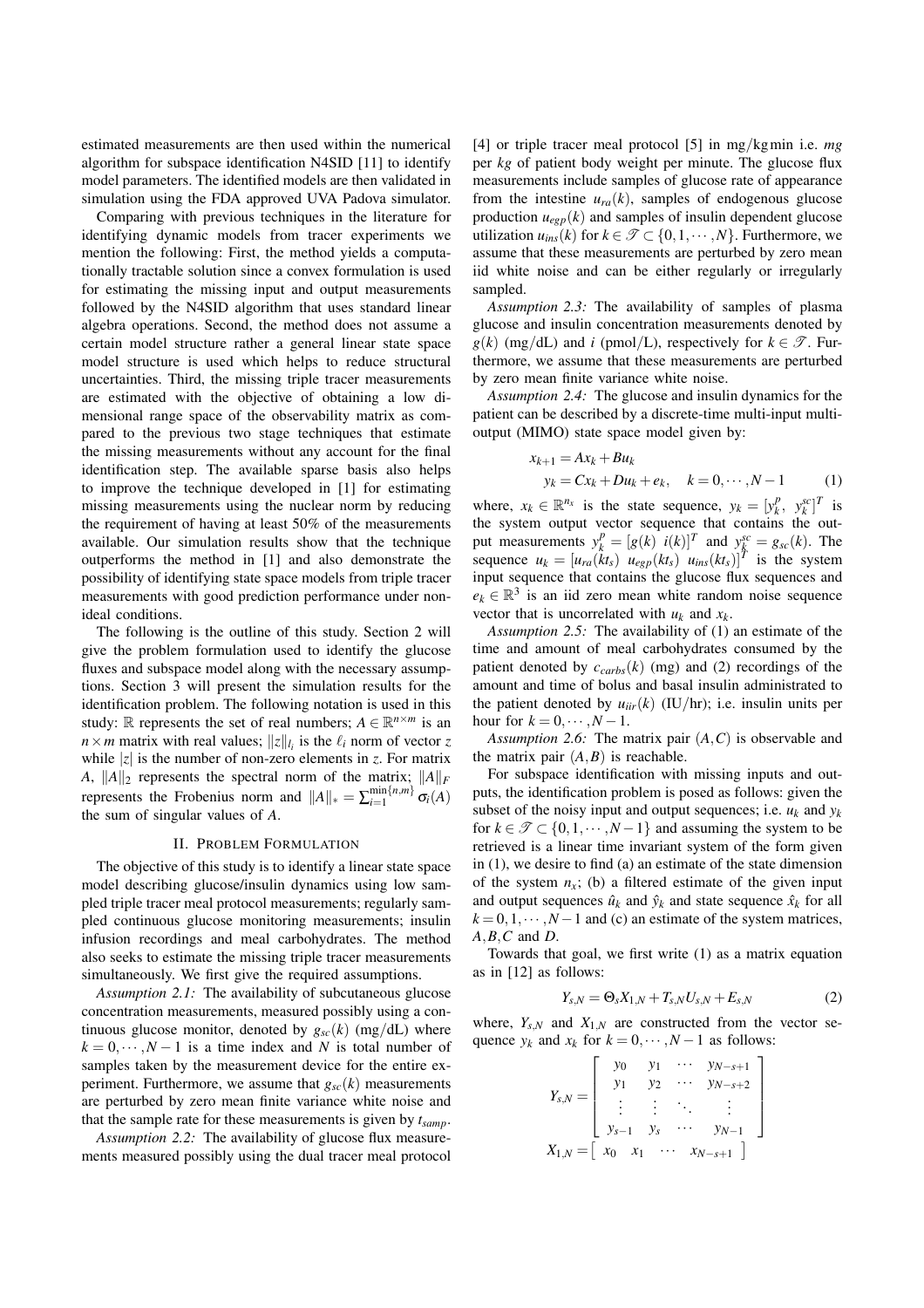estimated measurements are then used within the numerical algorithm for subspace identification N4SID [11] to identify model parameters. The identified models are then validated in simulation using the FDA approved UVA Padova simulator.

Comparing with previous techniques in the literature for identifying dynamic models from tracer experiments we mention the following: First, the method yields a computationally tractable solution since a convex formulation is used for estimating the missing input and output measurements followed by the N4SID algorithm that uses standard linear algebra operations. Second, the method does not assume a certain model structure rather a general linear state space model structure is used which helps to reduce structural uncertainties. Third, the missing triple tracer measurements are estimated with the objective of obtaining a low dimensional range space of the observability matrix as compared to the previous two stage techniques that estimate the missing measurements without any account for the final identification step. The available sparse basis also helps to improve the technique developed in [1] for estimating missing measurements using the nuclear norm by reducing the requirement of having at least 50% of the measurements available. Our simulation results show that the technique outperforms the method in [1] and also demonstrate the possibility of identifying state space models from triple tracer measurements with good prediction performance under nonideal conditions.

The following is the outline of this study. Section 2 will give the problem formulation used to identify the glucose fluxes and subspace model along with the necessary assumptions. Section 3 will present the simulation results for the identification problem. The following notation is used in this study: $\mathbb{R}$ represents the set of real numbers; $A \in \mathbb{R}^{n\times m}$ is an $n \times m$ matrix with real values; $\|z\|_{l_i}$ is the $\ell_i$ norm of vector $z$ while $|z|$ is the number of non-zero elements in $z$. For matrix $A$, $\|A\|_2$ represents the spectral norm of the matrix; $\|A\|_F$ represents the Frobenius norm and $\|A\|_* = \sum_{i=1}^{\min\{n,m\}} \sigma_i(A)$ the sum of singular values of $A$.

## II. Problem Formulation

The objective of this study is to identify a linear state space model describing glucose/insulin dynamics using low sampled triple tracer meal protocol measurements; regularly sampled continuous glucose monitoring measurements; insulin infusion recordings and meal carbohydrates. The method also seeks to estimate the missing triple tracer measurements simultaneously. We first give the required assumptions.

*Assumption 2.1:* The availability of subcutaneous glucose concentration measurements, measured possibly using a continuous glucose monitor, denoted by $g_{sc}(k)$ (mg/dL) where $k = 0, \cdots, N-1$ is a time index and $N$ is total number of samples taken by the measurement device for the entire experiment. Furthermore, we assume that $g_{sc}(k)$ measurements are perturbed by zero mean finite variance white noise and that the sample rate for these measurements is given by $t_{samp}$.

*Assumption 2.2:* The availability of glucose flux measurements measured possibly using the dual tracer meal protocol [4] or triple tracer meal protocol [5] in mg/kg min i.e. *mg* per *kg* of patient body weight per minute. The glucose flux measurements include samples of glucose rate of appearance from the intestine $u_{ra}(k)$, samples of endogenous glucose production $u_{egp}(k)$ and samples of insulin dependent glucose utilization $u_{ins}(k)$ for $k \in \mathscr{T} \subset \{0, 1, \cdots, N\}$. Furthermore, we assume that these measurements are perturbed by zero mean iid white noise and can be either regularly or irregularly sampled.

*Assumption 2.3:* The availability of samples of plasma glucose and insulin concentration measurements denoted by $g(k)$ (mg/dL) and $i$ (pmol/L), respectively for $k \in \mathscr{T}$. Furthermore, we assume that these measurements are perturbed by zero mean finite variance white noise.

*Assumption 2.4:* The glucose and insulin dynamics for the patient can be described by a discrete-time multi-input multi-output (MIMO) state space model given by:

$$
\begin{aligned}
x_{k+1} &= Ax_k + Bu_k \\
y_k &= Cx_k + Du_k + e_k, \quad k = 0, \cdots, N-1
\end{aligned} \tag{1}
$$

where, $x_k \in \mathbb{R}^{n_x}$ is the state sequence, $y_k = [y_k^p, \ y_k^{sc}]^T$ is the system output vector sequence that contains the output measurements $y_k^p = [g(k) \ i(k)]^T$ and $y_k^{sc} = g_{sc}(k)$. The sequence $u_k = [u_{ra}(kt_s) \ u_{egp}(kt_s) \ u_{ins}(kt_s)]^T$ is the system input sequence that contains the glucose flux sequences and $e_k \in \mathbb{R}^3$ is an iid zero mean white random noise sequence vector that is uncorrelated with $u_k$ and $x_k$.

*Assumption 2.5:* The availability of (1) an estimate of the time and amount of meal carbohydrates consumed by the patient denoted by $c_{carbs}(k)$ (mg) and (2) recordings of the amount and time of bolus and basal insulin administrated to the patient denoted by $u_{iir}(k)$ (IU/hr); i.e. insulin units per hour for $k = 0, \cdots, N-1$.

*Assumption 2.6:* The matrix pair $(A, C)$ is observable and the matrix pair $(A, B)$ is reachable.

For subspace identification with missing inputs and outputs, the identification problem is posed as follows: given the subset of the noisy input and output sequences; i.e. $u_k$ and $y_k$ for $k \in \mathscr{T} \subset \{0, 1, \cdots, N-1\}$ and assuming the system to be retrieved is a linear time invariant system of the form given in (1), we desire to find (a) an estimate of the state dimension of the system $n_x$; (b) a filtered estimate of the given input and output sequences $\hat{u}_k$ and $\hat{y}_k$ and state sequence $\hat{x}_k$ for all $k = 0, 1, \cdots, N-1$ and (c) an estimate of the system matrices, $A, B, C$ and $D$.

Towards that goal, we first write (1) as a matrix equation as in [12] as follows:

$$
Y_{s,N} = \Theta_s X_{1,N} + T_{s,N} U_{s,N} + E_{s,N} \tag{2}
$$

where, $Y_{s,N}$ and $X_{1,N}$ are constructed from the vector sequence $y_k$ and $x_k$ for $k = 0, \cdots, N-1$ as follows:

$$
Y_{s,N} = \begin{bmatrix} y_0 & y_1 & \cdots & y_{N-s+1} \\ y_1 & y_2 & \cdots & y_{N-s+2} \\ \vdots & \vdots & \ddots & \vdots \\ y_{s-1} & y_s & \cdots & y_{N-1} \end{bmatrix}
$$

$$
X_{1,N} = \begin{bmatrix} x_0 & x_1 & \cdots & x_{N-s+1} \end{bmatrix}
$$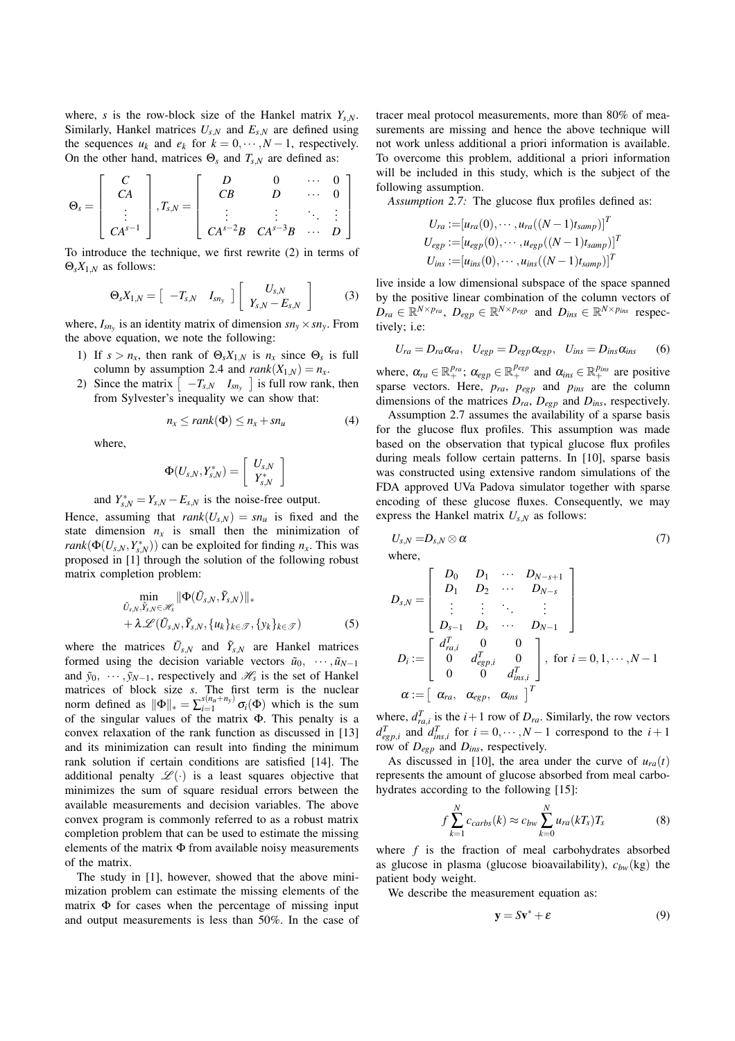where, $s$ is the row-block size of the Hankel matrix $Y_{s,N}$. Similarly, Hankel matrices $U_{s,N}$ and $E_{s,N}$ are defined using the sequences $u_k$ and $e_k$ for $k = 0, \cdots, N-1$, respectively. On the other hand, matrices $\Theta_s$ and $T_{s,N}$ are defined as:

$$\Theta_s = \begin{bmatrix} C \\ CA \\ \vdots \\ CA^{s-1} \end{bmatrix}, T_{s,N} = \begin{bmatrix} D & 0 & \cdots & 0 \\ CB & D & \cdots & 0 \\ \vdots & \vdots & \ddots & \vdots \\ CA^{s-2}B & CA^{s-3}B & \cdots & D \end{bmatrix}$$

To introduce the technique, we first rewrite (2) in terms of $\Theta_s X_{1,N}$ as follows:

$$\Theta_s X_{1,N} = \begin{bmatrix} -T_{s,N} & I_{sn_y} \end{bmatrix} \begin{bmatrix} U_{s,N} \\ Y_{s,N} - E_{s,N} \end{bmatrix} \tag{3}$$

where, $I_{sn_y}$ is an identity matrix of dimension $sn_y \times sn_y$. From the above equation, we note the following:

1) If $s > n_x$, then rank of $\Theta_s X_{1,N}$ is $n_x$ since $\Theta_s$ is full column by assumption 2.4 and $rank(X_{1,N}) = n_x$.
2) Since the matrix $\begin{bmatrix} -T_{s,N} & I_{sn_y} \end{bmatrix}$ is full row rank, then from Sylvester's inequality we can show that:

$$n_x \leq rank(\Phi) \leq n_x + sn_u \tag{4}$$

where,

$$\Phi(U_{s,N}, Y^*_{s,N}) = \begin{bmatrix} U_{s,N} \\ Y^*_{s,N} \end{bmatrix}$$

and $Y^*_{s,N} = Y_{s,N} - E_{s,N}$ is the noise-free output.

Hence, assuming that $rank(U_{s,N}) = sn_u$ is fixed and the state dimension $n_x$ is small then the minimization of $rank(\Phi(U_{s,N}, Y^*_{s,N}))$ can be exploited for finding $n_x$. This was proposed in [1] through the solution of the following robust matrix completion problem:

$$\begin{aligned} &\min_{\tilde{U}_{s,N}, \tilde{Y}_{s,N} \in \mathscr{H}_s} \|\Phi(\tilde{U}_{s,N}, \tilde{Y}_{s,N})\|_* \\ &+ \lambda \mathscr{L}(\tilde{U}_{s,N}, \tilde{Y}_{s,N}, \{u_k\}_{k \in \mathscr{T}}, \{y_k\}_{k \in \mathscr{T}}) \end{aligned} \tag{5}$$

where the matrices $\tilde{U}_{s,N}$ and $\tilde{Y}_{s,N}$ are Hankel matrices formed using the decision variable vectors $\tilde{u}_0, \cdots, \tilde{u}_{N-1}$ and $\tilde{y}_0, \cdots, \tilde{y}_{N-1}$, respectively and $\mathscr{H}_s$ is the set of Hankel matrices of block size $s$. The first term is the nuclear norm defined as $\|\Phi\|_* = \sum_{i=1}^{s(n_u+n_y)} \sigma_i(\Phi)$ which is the sum of the singular values of the matrix $\Phi$. This penalty is a convex relaxation of the rank function as discussed in [13] and its minimization can result into finding the minimum rank solution if certain conditions are satisfied [14]. The additional penalty $\mathscr{L}(\cdot)$ is a least squares objective that minimizes the sum of square residual errors between the available measurements and decision variables. The above convex program is commonly referred to as a robust matrix completion problem that can be used to estimate the missing elements of the matrix $\Phi$ from available noisy measurements of the matrix.

The study in [1], however, showed that the above minimization problem can estimate the missing elements of the matrix $\Phi$ for cases when the percentage of missing input and output measurements is less than 50%. In the case of tracer meal protocol measurements, more than 80% of measurements are missing and hence the above technique will not work unless additional a priori information is available. To overcome this problem, additional a priori information will be included in this study, which is the subject of the following assumption.

*Assumption 2.7:* The glucose flux profiles defined as:

$$\begin{aligned} U_{ra} &:= [u_{ra}(0), \cdots, u_{ra}((N-1)t_{samp})]^T \\ U_{egp} &:= [u_{egp}(0), \cdots, u_{egp}((N-1)t_{samp})]^T \\ U_{ins} &:= [u_{ins}(0), \cdots, u_{ins}((N-1)t_{samp})]^T \end{aligned}$$

live inside a low dimensional subspace of the space spanned by the positive linear combination of the column vectors of $D_{ra} \in \mathbb{R}^{N \times p_{ra}}$, $D_{egp} \in \mathbb{R}^{N \times p_{egp}}$ and $D_{ins} \in \mathbb{R}^{N \times p_{ins}}$ respectively; i.e:

$$U_{ra} = D_{ra}\alpha_{ra}, \quad U_{egp} = D_{egp}\alpha_{egp}, \quad U_{ins} = D_{ins}\alpha_{ins} \tag{6}$$

where, $\alpha_{ra} \in \mathbb{R}^{p_{ra}}_+$; $\alpha_{egp} \in \mathbb{R}^{p_{egp}}_+$ and $\alpha_{ins} \in \mathbb{R}^{p_{ins}}_+$ are positive sparse vectors. Here, $p_{ra}$, $p_{egp}$ and $p_{ins}$ are the column dimensions of the matrices $D_{ra}$, $D_{egp}$ and $D_{ins}$, respectively.

Assumption 2.7 assumes the availability of a sparse basis for the glucose flux profiles. This assumption was made based on the observation that typical glucose flux profiles during meals follow certain patterns. In [10], sparse basis was constructed using extensive random simulations of the FDA approved UVa Padova simulator together with sparse encoding of these glucose fluxes. Consequently, we may express the Hankel matrix $U_{s,N}$ as follows:

$$U_{s,N} = D_{s,N} \otimes \alpha \tag{7}$$

where,

$$D_{s,N} = \begin{bmatrix} D_0 & D_1 & \cdots & D_{N-s+1} \\ D_1 & D_2 & \cdots & D_{N-s} \\ \vdots & \vdots & \ddots & \vdots \\ D_{s-1} & D_s & \cdots & D_{N-1} \end{bmatrix}$$

$$D_i := \begin{bmatrix} d^T_{ra,i} & 0 & 0 \\ 0 & d^T_{egp,i} & 0 \\ 0 & 0 & d^T_{ins,i} \end{bmatrix}, \text{ for } i = 0, 1, \cdots, N-1$$

$$\alpha := \begin{bmatrix} \alpha_{ra}, & \alpha_{egp}, & \alpha_{ins} \end{bmatrix}^T$$

where, $d^T_{ra,i}$ is the $i+1$ row of $D_{ra}$. Similarly, the row vectors $d^T_{egp,i}$ and $d^T_{ins,i}$ for $i = 0, \cdots, N-1$ correspond to the $i+1$ row of $D_{egp}$ and $D_{ins}$, respectively.

As discussed in [10], the area under the curve of $u_{ra}(t)$ represents the amount of glucose absorbed from meal carbohydrates according to the following [15]:

$$f \sum_{k=1}^{N} c_{carbs}(k) \approx c_{bw} \sum_{k=0}^{N} u_{ra}(kT_s)T_s \tag{8}$$

where $f$ is the fraction of meal carbohydrates absorbed as glucose in plasma (glucose bioavailability), $c_{bw}$(kg) the patient body weight.

We describe the measurement equation as:

$$\mathbf{y} = S\mathbf{v}^* + \varepsilon \tag{9}$$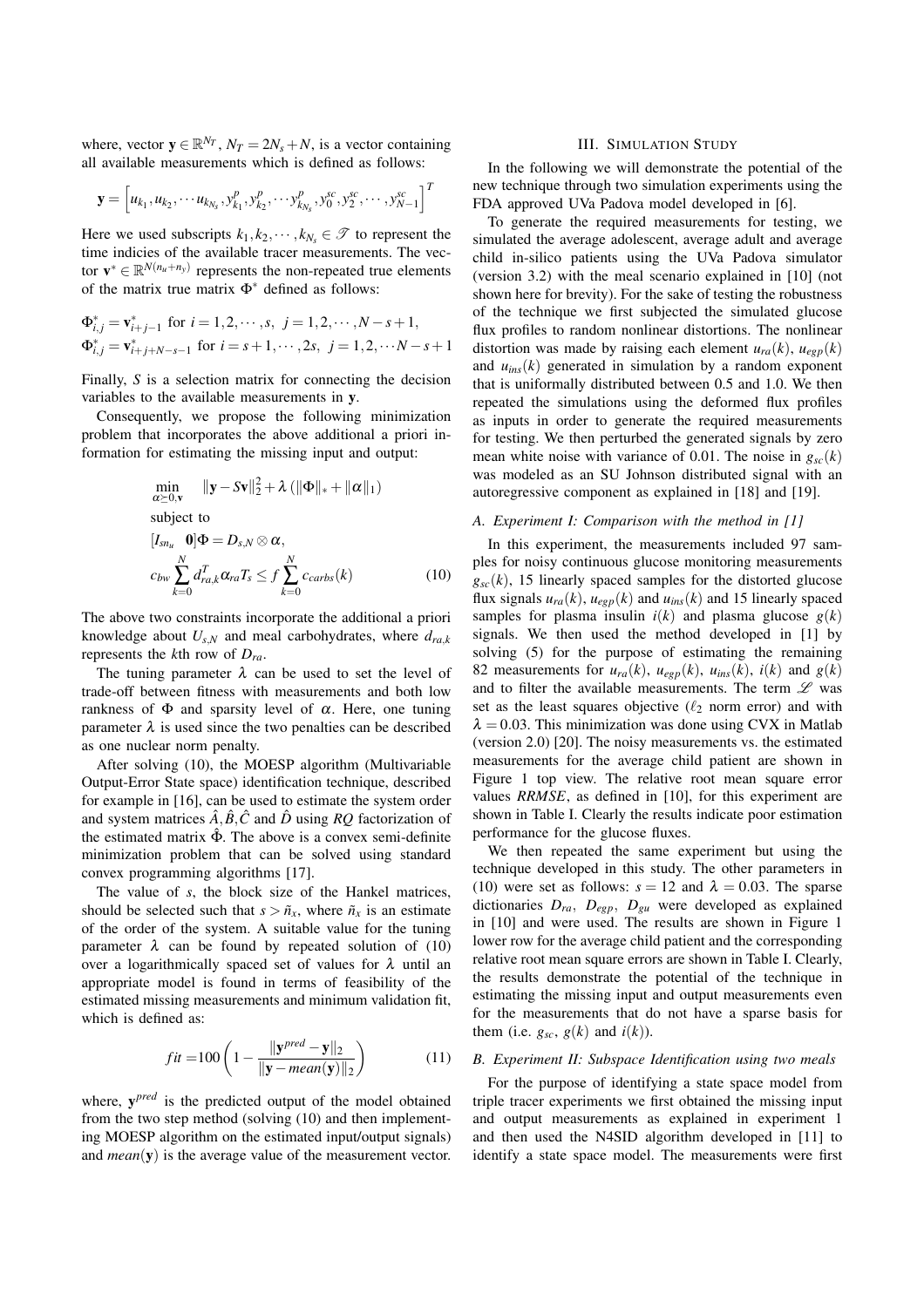where, vector $\mathbf{y} \in \mathbb{R}^{N_T}$, $N_T = 2N_s + N$, is a vector containing all available measurements which is defined as follows:

$$\mathbf{y} = \left[ u_{k_1}, u_{k_2}, \cdots u_{k_{N_s}}, y^p_{k_1}, y^p_{k_2}, \cdots y^p_{k_{N_s}}, y^{sc}_0, y^{sc}_2, \cdots, y^{sc}_{N-1} \right]^T$$

Here we used subscripts $k_1, k_2, \cdots, k_{N_s} \in \mathscr{T}$ to represent the time indicies of the available tracer measurements. The vector $\mathbf{v}^* \in \mathbb{R}^{N(n_u+n_y)}$ represents the non-repeated true elements of the matrix true matrix $\Phi^*$ defined as follows:

$$\Phi^*_{i,j} = \mathbf{v}^*_{i+j-1} \text{ for } i = 1,2,\cdots,s, \; j = 1,2,\cdots,N-s+1,$$
$$\Phi^*_{i,j} = \mathbf{v}^*_{i+j+N-s-1} \text{ for } i = s+1,\cdots,2s, \; j = 1,2,\cdots N-s+1$$

Finally, $S$ is a selection matrix for connecting the decision variables to the available measurements in $\mathbf{y}$.

Consequently, we propose the following minimization problem that incorporates the above additional a priori information for estimating the missing input and output:

$$\begin{aligned}
&\min_{\alpha \succeq 0, \mathbf{v}} \quad \|\mathbf{y} - S\mathbf{v}\|_2^2 + \lambda \left( \|\Phi\|_* + \|\alpha\|_1 \right) \\
&\text{subject to} \\
&[I_{sn_u} \;\; \mathbf{0}]\Phi = D_{s,N} \otimes \alpha, \\
&c_{bw} \sum_{k=0}^{N} d^T_{ra,k} \alpha_{ra} T_s \leq f \sum_{k=0}^{N} c_{carbs}(k)
\end{aligned} \tag{10}$$

The above two constraints incorporate the additional a priori knowledge about $U_{s,N}$ and meal carbohydrates, where $d_{ra,k}$ represents the $k$th row of $D_{ra}$.

The tuning parameter $\lambda$ can be used to set the level of trade-off between fitness with measurements and both low rankness of $\Phi$ and sparsity level of $\alpha$. Here, one tuning parameter $\lambda$ is used since the two penalties can be described as one nuclear norm penalty.

After solving (10), the MOESP algorithm (Multivariable Output-Error State space) identification technique, described for example in [16], can be used to estimate the system order and system matrices $\hat{A}, \hat{B}, \hat{C}$ and $\hat{D}$ using $RQ$ factorization of the estimated matrix $\hat{\Phi}$. The above is a convex semi-definite minimization problem that can be solved using standard convex programming algorithms [17].

The value of $s$, the block size of the Hankel matrices, should be selected such that $s > \tilde{n}_x$, where $\tilde{n}_x$ is an estimate of the order of the system. A suitable value for the tuning parameter $\lambda$ can be found by repeated solution of (10) over a logarithmically spaced set of values for $\lambda$ until an appropriate model is found in terms of feasibility of the estimated missing measurements and minimum validation fit, which is defined as:

$$fit = 100 \left( 1 - \frac{\|\mathbf{y}^{pred} - \mathbf{y}\|_2}{\|\mathbf{y} - mean(\mathbf{y})\|_2} \right) \tag{11}$$

where, $\mathbf{y}^{pred}$ is the predicted output of the model obtained from the two step method (solving (10) and then implementing MOESP algorithm on the estimated input/output signals) and $mean(\mathbf{y})$ is the average value of the measurement vector.

## III. Simulation Study

In the following we will demonstrate the potential of the new technique through two simulation experiments using the FDA approved UVa Padova model developed in [6].

To generate the required measurements for testing, we simulated the average adolescent, average adult and average child in-silico patients using the UVa Padova simulator (version 3.2) with the meal scenario explained in [10] (not shown here for brevity). For the sake of testing the robustness of the technique we first subjected the simulated glucose flux profiles to random nonlinear distortions. The nonlinear distortion was made by raising each element $u_{ra}(k)$, $u_{egp}(k)$ and $u_{ins}(k)$ generated in simulation by a random exponent that is uniformally distributed between 0.5 and 1.0. We then repeated the simulations using the deformed flux profiles as inputs in order to generate the required measurements for testing. We then perturbed the generated signals by zero mean white noise with variance of 0.01. The noise in $g_{sc}(k)$ was modeled as an SU Johnson distributed signal with an autoregressive component as explained in [18] and [19].

### A. Experiment I: Comparison with the method in [1]

In this experiment, the measurements included 97 samples for noisy continuous glucose monitoring measurements $g_{sc}(k)$, 15 linearly spaced samples for the distorted glucose flux signals $u_{ra}(k)$, $u_{egp}(k)$ and $u_{ins}(k)$ and 15 linearly spaced samples for plasma insulin $i(k)$ and plasma glucose $g(k)$ signals. We then used the method developed in [1] by solving (5) for the purpose of estimating the remaining 82 measurements for $u_{ra}(k)$, $u_{egp}(k)$, $u_{ins}(k)$, $i(k)$ and $g(k)$ and to filter the available measurements. The term $\mathscr{L}$ was set as the least squares objective ($\ell_2$ norm error) and with $\lambda = 0.03$. This minimization was done using CVX in Matlab (version 2.0) [20]. The noisy measurements vs. the estimated measurements for the average child patient are shown in Figure 1 top view. The relative root mean square error values *RRMSE*, as defined in [10], for this experiment are shown in Table I. Clearly the results indicate poor estimation performance for the glucose fluxes.

We then repeated the same experiment but using the technique developed in this study. The other parameters in (10) were set as follows: $s = 12$ and $\lambda = 0.03$. The sparse dictionaries $D_{ra}$, $D_{egp}$, $D_{gu}$ were developed as explained in [10] and were used. The results are shown in Figure 1 lower row for the average child patient and the corresponding relative root mean square errors are shown in Table I. Clearly, the results demonstrate the potential of the technique in estimating the missing input and output measurements even for the measurements that do not have a sparse basis for them (i.e. $g_{sc}$, $g(k)$ and $i(k)$).

### B. Experiment II: Subspace Identification using two meals

For the purpose of identifying a state space model from triple tracer experiments we first obtained the missing input and output measurements as explained in experiment 1 and then used the N4SID algorithm developed in [11] to identify a state space model. The measurements were first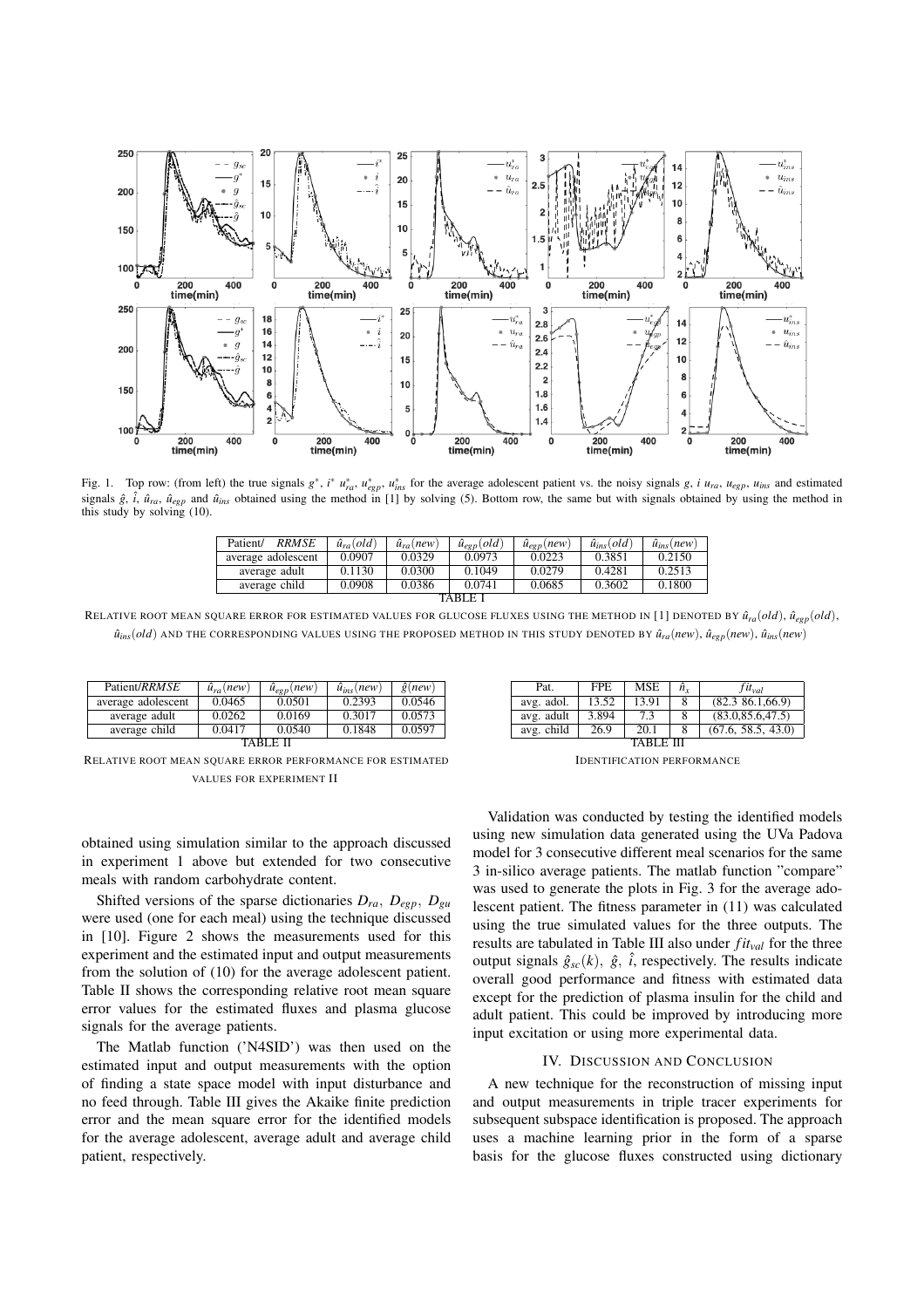Fig. 1. Top row: (from left) the true signals $g^*$, $i^*$ $u^*_{ra}$, $u^*_{egp}$, $u^*_{ins}$ for the average adolescent patient vs. the noisy signals $g$, $i$ $u_{ra}$, $u_{egp}$, $u_{ins}$ and estimated signals $\hat{g}$, $\hat{i}$, $\hat{u}_{ra}$, $\hat{u}_{egp}$ and $\hat{u}_{ins}$ obtained using the method in [1] by solving (5). Bottom row, the same but with signals obtained by using the method in this study by solving (10).

| Patient/ *RRMSE* | $\hat{u}_{ra}(old)$ | $\hat{u}_{ra}(new)$ | $\hat{u}_{egp}(old)$ | $\hat{u}_{egp}(new)$ | $\hat{u}_{ins}(old)$ | $\hat{u}_{ins}(new)$ |
|---|---|---|---|---|---|---|
| average adolescent | 0.0907 | 0.0329 | 0.0973 | 0.0223 | 0.3851 | 0.2150 |
| average adult | 0.1130 | 0.0300 | 0.1049 | 0.0279 | 0.4281 | 0.2513 |
| average child | 0.0908 | 0.0386 | 0.0741 | 0.0685 | 0.3602 | 0.1800 |

TABLE I

RELATIVE ROOT MEAN SQUARE ERROR FOR ESTIMATED VALUES FOR GLUCOSE FLUXES USING THE METHOD IN [1] DENOTED BY $\hat{u}_{ra}(old)$, $\hat{u}_{egp}(old)$, $\hat{u}_{ins}(old)$ AND THE CORRESPONDING VALUES USING THE PROPOSED METHOD IN THIS STUDY DENOTED BY $\hat{u}_{ra}(new)$, $\hat{u}_{egp}(new)$, $\hat{u}_{ins}(new)$

| Patient/*RRMSE* | $\hat{u}_{ra}(new)$ | $\hat{u}_{egp}(new)$ | $\hat{u}_{ins}(new)$ | $\hat{g}(new)$ |
|---|---|---|---|---|
| average adolescent | 0.0465 | 0.0501 | 0.2393 | 0.0546 |
| average adult | 0.0262 | 0.0169 | 0.3017 | 0.0573 |
| average child | 0.0417 | 0.0540 | 0.1848 | 0.0597 |

TABLE II

RELATIVE ROOT MEAN SQUARE ERROR PERFORMANCE FOR ESTIMATED VALUES FOR EXPERIMENT II

| Pat. | FPE | MSE | $\hat{n}_x$ | $fit_{val}$ |
|---|---|---|---|---|
| avg. adol. | 13.52 | 13.91 | 8 | (82.3 86.1,66.9) |
| avg. adult | 3.894 | 7.3 | 8 | (83.0,85.6,47.5) |
| avg. child | 26.9 | 20.1 | 8 | (67.6, 58.5, 43.0) |

TABLE III

IDENTIFICATION PERFORMANCE

obtained using simulation similar to the approach discussed in experiment 1 above but extended for two consecutive meals with random carbohydrate content.

Shifted versions of the sparse dictionaries $D_{ra}$, $D_{egp}$, $D_{gu}$ were used (one for each meal) using the technique discussed in [10]. Figure 2 shows the measurements used for this experiment and the estimated input and output measurements from the solution of (10) for the average adolescent patient. Table II shows the corresponding relative root mean square error values for the estimated fluxes and plasma glucose signals for the average patients.

The Matlab function ('N4SID') was then used on the estimated input and output measurements with the option of finding a state space model with input disturbance and no feed through. Table III gives the Akaike finite prediction error and the mean square error for the identified models for the average adolescent, average adult and average child patient, respectively.

Validation was conducted by testing the identified models using new simulation data generated using the UVa Padova model for 3 consecutive different meal scenarios for the same 3 in-silico average patients. The matlab function "compare" was used to generate the plots in Fig. 3 for the average adolescent patient. The fitness parameter in (11) was calculated using the true simulated values for the three outputs. The results are tabulated in Table III also under $fit_{val}$ for the three output signals $\hat{g}_{sc}(k)$, $\hat{g}$, $\hat{i}$, respectively. The results indicate overall good performance and fitness with estimated data except for the prediction of plasma insulin for the child and adult patient. This could be improved by introducing more input excitation or using more experimental data.

## IV. DISCUSSION AND CONCLUSION

A new technique for the reconstruction of missing input and output measurements in triple tracer experiments for subsequent subspace identification is proposed. The approach uses a machine learning prior in the form of a sparse basis for the glucose fluxes constructed using dictionary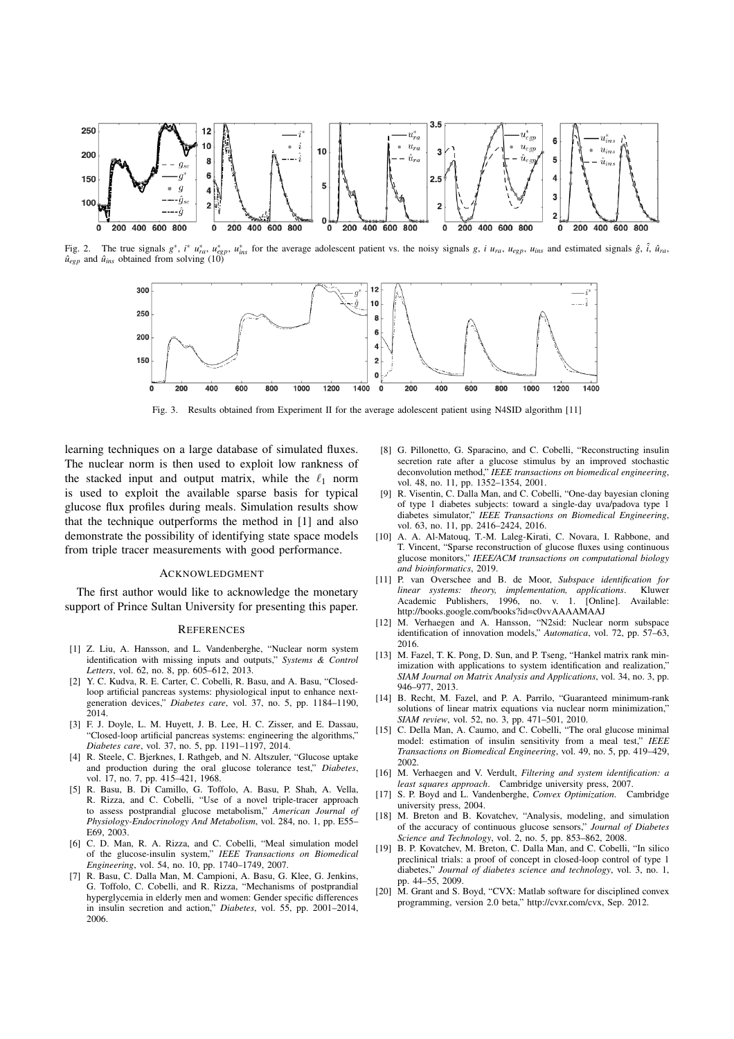250
200
150
100
0 200 400 600 800

$g_{sc}$
$g^*$
$g$
$\hat{g}_{sc}$
$\hat{g}$

12
10
8
6
4
2
0 200 400 600 800

$i^*$
$i$
$\hat{i}$

10
5
0
0 200 400 600 800

$u^*_{ra}$
$u_{ra}$
$\hat{u}_{ra}$

3.5
3
2.5
2
0 200 400 600 800

$u^*_{egp}$
$u_{egp}$
$\hat{u}_{egp}$

6
5
4
3
2
0 200 400 600 800

$u^*_{ins}$
$u_{ins}$
$\hat{u}_{ins}$

Fig. 2. The true signals $g^*$, $i^*$ $u^*_{ra}$, $u^*_{egp}$, $u^*_{ins}$ for the average adolescent patient vs. the noisy signals $g$, $i$ $u_{ra}$, $u_{egp}$, $u_{ins}$ and estimated signals $\hat{g}$, $\hat{i}$, $\hat{u}_{ra}$, $\hat{u}_{egp}$ and $\hat{u}_{ins}$ obtained from solving (10)

300
250
200
150
0 200 400 600 800 1000 1200 1400

$g^*$
$\hat{g}$

12
10
8
6
4
2
0
0 200 400 600 800 1000 1200 1400

$i^*$
$\hat{i}$

Fig. 3. Results obtained from Experiment II for the average adolescent patient using N4SID algorithm [11]

learning techniques on a large database of simulated fluxes. The nuclear norm is then used to exploit low rankness of the stacked input and output matrix, while the $\ell_1$ norm is used to exploit the available sparse basis for typical glucose flux profiles during meals. Simulation results show that the technique outperforms the method in [1] and also demonstrate the possibility of identifying state space models from triple tracer measurements with good performance.

## Acknowledgment

The first author would like to acknowledge the monetary support of Prince Sultan University for presenting this paper.

## References

[1] Z. Liu, A. Hansson, and L. Vandenberghe, "Nuclear norm system identification with missing inputs and outputs," *Systems & Control Letters*, vol. 62, no. 8, pp. 605–612, 2013.

[2] Y. C. Kudva, R. E. Carter, C. Cobelli, R. Basu, and A. Basu, "Closed-loop artificial pancreas systems: physiological input to enhance next-generation devices," *Diabetes care*, vol. 37, no. 5, pp. 1184–1190, 2014.

[3] F. J. Doyle, L. M. Huyett, J. B. Lee, H. C. Zisser, and E. Dassau, "Closed-loop artificial pancreas systems: engineering the algorithms," *Diabetes care*, vol. 37, no. 5, pp. 1191–1197, 2014.

[4] R. Steele, C. Bjerknes, I. Rathgeb, and N. Altszuler, "Glucose uptake and production during the oral glucose tolerance test," *Diabetes*, vol. 17, no. 7, pp. 415–421, 1968.

[5] R. Basu, B. Di Camillo, G. Toffolo, A. Basu, P. Shah, A. Vella, R. Rizza, and C. Cobelli, "Use of a novel triple-tracer approach to assess postprandial glucose metabolism," *American Journal of Physiology-Endocrinology And Metabolism*, vol. 284, no. 1, pp. E55–E69, 2003.

[6] C. D. Man, R. A. Rizza, and C. Cobelli, "Meal simulation model of the glucose-insulin system," *IEEE Transactions on Biomedical Engineering*, vol. 54, no. 10, pp. 1740–1749, 2007.

[7] R. Basu, C. Dalla Man, M. Campioni, A. Basu, G. Klee, G. Jenkins, G. Toffolo, C. Cobelli, and R. Rizza, "Mechanisms of postprandial hyperglycemia in elderly men and women: Gender specific differences in insulin secretion and action," *Diabetes*, vol. 55, pp. 2001–2014, 2006.

[8] G. Pillonetto, G. Sparacino, and C. Cobelli, "Reconstructing insulin secretion rate after a glucose stimulus by an improved stochastic deconvolution method," *IEEE transactions on biomedical engineering*, vol. 48, no. 11, pp. 1352–1354, 2001.

[9] R. Visentin, C. Dalla Man, and C. Cobelli, "One-day bayesian cloning of type 1 diabetes subjects: toward a single-day uva/padova type 1 diabetes simulator," *IEEE Transactions on Biomedical Engineering*, vol. 63, no. 11, pp. 2416–2424, 2016.

[10] A. A. Al-Matouq, T.-M. Laleg-Kirati, C. Novara, I. Rabbone, and T. Vincent, "Sparse reconstruction of glucose fluxes using continuous glucose monitors," *IEEE/ACM transactions on computational biology and bioinformatics*, 2019.

[11] P. van Overschee and B. de Moor, *Subspace identification for linear systems: theory, implementation, applications*. Kluwer Academic Publishers, 1996, no. v. 1. [Online]. Available: http://books.google.com/books?id=c0vvAAAAMAAJ

[12] M. Verhaegen and A. Hansson, "N2sid: Nuclear norm subspace identification of innovation models," *Automatica*, vol. 72, pp. 57–63, 2016.

[13] M. Fazel, T. K. Pong, D. Sun, and P. Tseng, "Hankel matrix rank minimization with applications to system identification and realization," *SIAM Journal on Matrix Analysis and Applications*, vol. 34, no. 3, pp. 946–977, 2013.

[14] B. Recht, M. Fazel, and P. A. Parrilo, "Guaranteed minimum-rank solutions of linear matrix equations via nuclear norm minimization," *SIAM review*, vol. 52, no. 3, pp. 471–501, 2010.

[15] C. Della Man, A. Caumo, and C. Cobelli, "The oral glucose minimal model: estimation of insulin sensitivity from a meal test," *IEEE Transactions on Biomedical Engineering*, vol. 49, no. 5, pp. 419–429, 2002.

[16] M. Verhaegen and V. Verdult, *Filtering and system identification: a least squares approach*. Cambridge university press, 2007.

[17] S. P. Boyd and L. Vandenberghe, *Convex Optimization*. Cambridge university press, 2004.

[18] M. Breton and B. Kovatchev, "Analysis, modeling, and simulation of the accuracy of continuous glucose sensors," *Journal of Diabetes Science and Technology*, vol. 2, no. 5, pp. 853–862, 2008.

[19] B. P. Kovatchev, M. Breton, C. Dalla Man, and C. Cobelli, "In silico preclinical trials: a proof of concept in closed-loop control of type 1 diabetes," *Journal of diabetes science and technology*, vol. 3, no. 1, pp. 44–55, 2009.

[20] M. Grant and S. Boyd, "CVX: Matlab software for disciplined convex programming, version 2.0 beta," http://cvxr.com/cvx, Sep. 2012.